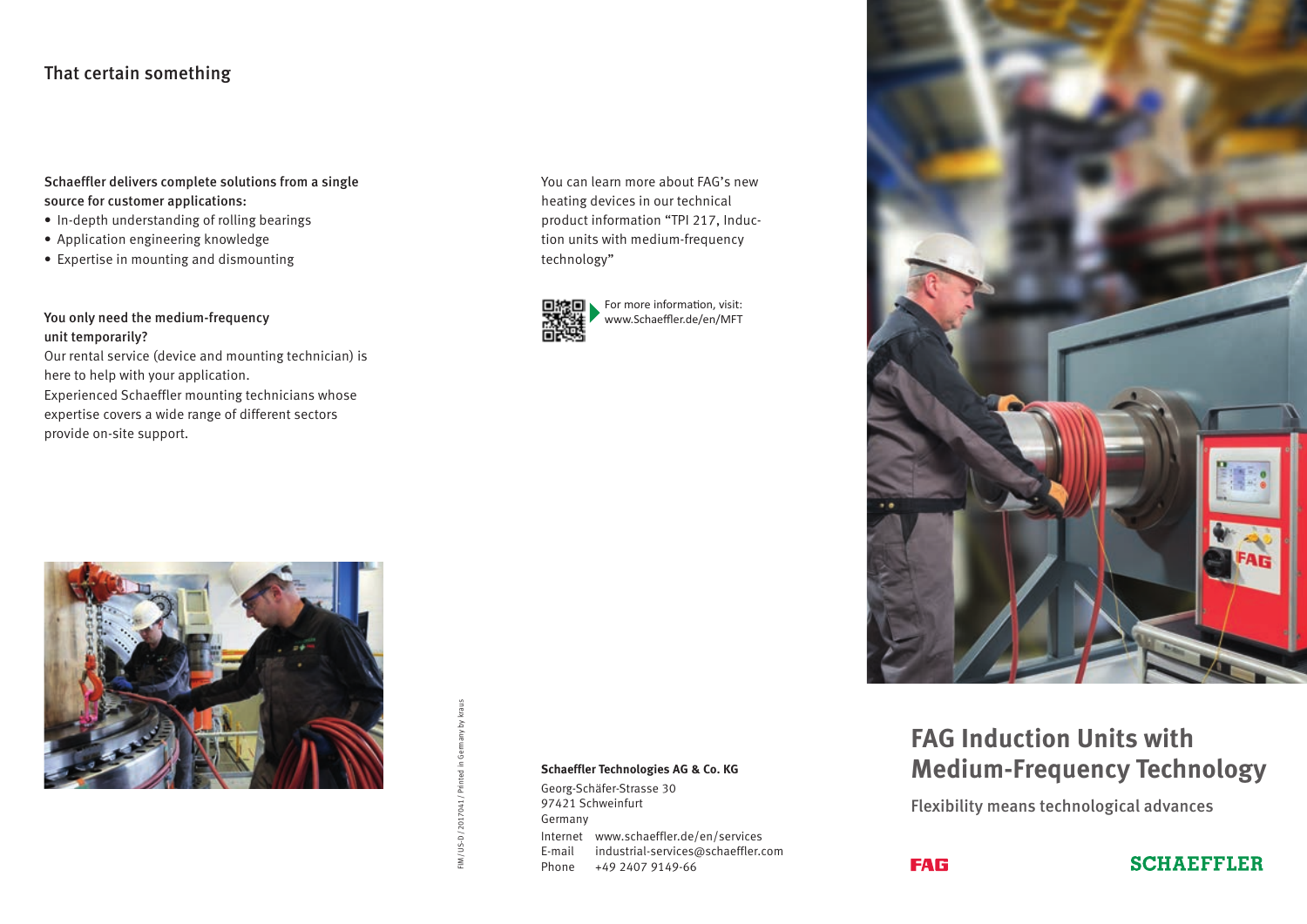## That certain something

**Schaeffler delivers complete solutions from a single source for customer applications:**

- In-depth understanding of rolling bearings
- Application engineering knowledge
- Expertise in mounting and dismounting

**You only need the medium-frequency unit temporarily?**
Our rental service (device and mounting technician) is here to help with your application.
Experienced Schaeffler mounting technicians whose expertise covers a wide range of different sectors provide on-site support.

You can learn more about FAG's new heating devices in our technical product information "TPI 217, Induction units with medium-frequency technology"

For more information, visit:
www.Schaeffler.de/en/MFT

FIM/US-D/2017041/Printed in Germany by kraus

**Schaeffler Technologies AG & Co. KG**
Georg-Schäfer-Strasse 30
97421 Schweinfurt
Germany
Internet www.schaeffler.de/en/services
E-mail industrial-services@schaeffler.com
Phone +49 2407 9149-66

# FAG Induction Units with Medium-Frequency Technology

Flexibility means technological advances

FAG

SCHAEFFLER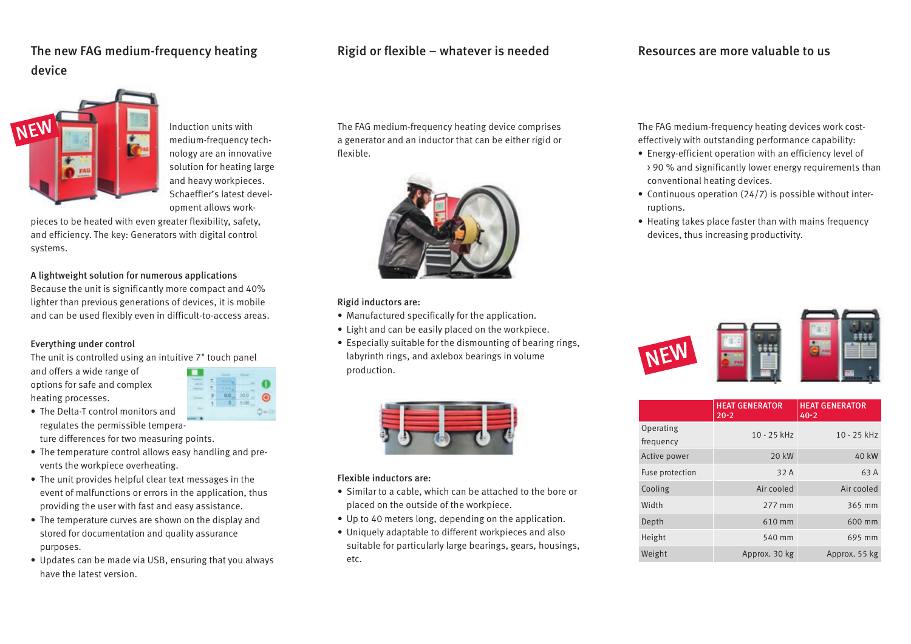## The new FAG medium-frequency heating device

Induction units with medium-frequency technology are an innovative solution for heating large and heavy workpieces. Schaeffler's latest development allows workpieces to be heated with even greater flexibility, safety, and efficiency. The key: Generators with digital control systems.

**A lightweight solution for numerous applications**
Because the unit is significantly more compact and 40% lighter than previous generations of devices, it is mobile and can be used flexibly even in difficult-to-access areas.

**Everything under control**
The unit is controlled using an intuitive 7" touch panel and offers a wide range of options for safe and complex heating processes.

- The Delta-T control monitors and regulates the permissible temperature differences for two measuring points.
- The temperature control allows easy handling and prevents the workpiece overheating.
- The unit provides helpful clear text messages in the event of malfunctions or errors in the application, thus providing the user with fast and easy assistance.
- The temperature curves are shown on the display and stored for documentation and quality assurance purposes.
- Updates can be made via USB, ensuring that you always have the latest version.

## Rigid or flexible – whatever is needed

The FAG medium-frequency heating device comprises a generator and an inductor that can be either rigid or flexible.

**Rigid inductors are:**

- Manufactured specifically for the application.
- Light and can be easily placed on the workpiece.
- Especially suitable for the dismounting of bearing rings, labyrinth rings, and axlebox bearings in volume production.

**Flexible inductors are:**

- Similar to a cable, which can be attached to the bore or placed on the outside of the workpiece.
- Up to 40 meters long, depending on the application.
- Uniquely adaptable to different workpieces and also suitable for particularly large bearings, gears, housings, etc.

## Resources are more valuable to us

The FAG medium-frequency heating devices work cost-effectively with outstanding performance capability:

- Energy-efficient operation with an efficiency level of › 90 % and significantly lower energy requirements than conventional heating devices.
- Continuous operation (24/7) is possible without interruptions.
- Heating takes place faster than with mains frequency devices, thus increasing productivity.

| | HEAT GENERATOR 20-2 | HEAT GENERATOR 40-2 |
|---|---|---|
| Operating frequency | 10 - 25 kHz | 10 - 25 kHz |
| Active power | 20 kW | 40 kW |
| Fuse protection | 32 A | 63 A |
| Cooling | Air cooled | Air cooled |
| Width | 277 mm | 365 mm |
| Depth | 610 mm | 600 mm |
| Height | 540 mm | 695 mm |
| Weight | Approx. 30 kg | Approx. 55 kg |